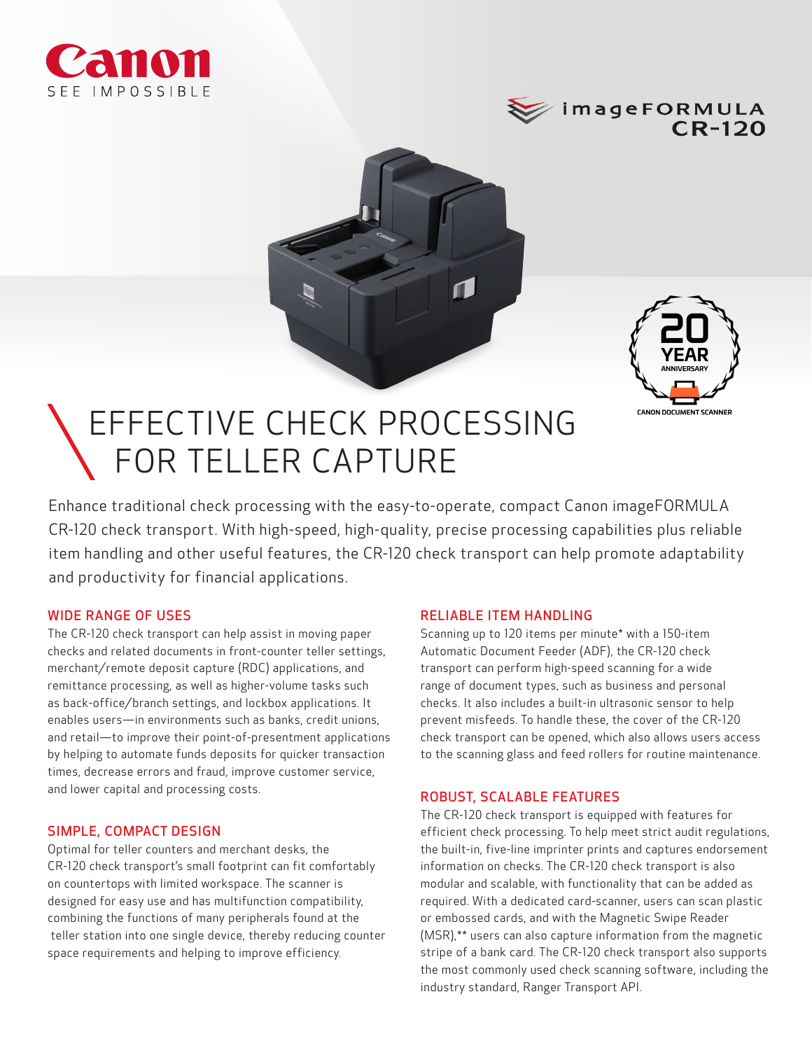Canon

SEE IMPOSSIBLE

imageFORMULA CR-120

20 YEAR ANNIVERSARY CANON DOCUMENT SCANNER

# EFFECTIVE CHECK PROCESSING FOR TELLER CAPTURE

Enhance traditional check processing with the easy-to-operate, compact Canon imageFORMULA CR-120 check transport. With high-speed, high-quality, precise processing capabilities plus reliable item handling and other useful features, the CR-120 check transport can help promote adaptability and productivity for financial applications.

## WIDE RANGE OF USES

The CR-120 check transport can help assist in moving paper checks and related documents in front-counter teller settings, merchant/remote deposit capture (RDC) applications, and remittance processing, as well as higher-volume tasks such as back-office/branch settings, and lockbox applications. It enables users—in environments such as banks, credit unions, and retail—to improve their point-of-presentment applications by helping to automate funds deposits for quicker transaction times, decrease errors and fraud, improve customer service, and lower capital and processing costs.

## SIMPLE, COMPACT DESIGN

Optimal for teller counters and merchant desks, the CR-120 check transport's small footprint can fit comfortably on countertops with limited workspace. The scanner is designed for easy use and has multifunction compatibility, combining the functions of many peripherals found at the teller station into one single device, thereby reducing counter space requirements and helping to improve efficiency.

## RELIABLE ITEM HANDLING

Scanning up to 120 items per minute* with a 150-item Automatic Document Feeder (ADF), the CR-120 check transport can perform high-speed scanning for a wide range of document types, such as business and personal checks. It also includes a built-in ultrasonic sensor to help prevent misfeeds. To handle these, the cover of the CR-120 check transport can be opened, which also allows users access to the scanning glass and feed rollers for routine maintenance.

## ROBUST, SCALABLE FEATURES

The CR-120 check transport is equipped with features for efficient check processing. To help meet strict audit regulations, the built-in, five-line imprinter prints and captures endorsement information on checks. The CR-120 check transport is also modular and scalable, with functionality that can be added as required. With a dedicated card-scanner, users can scan plastic or embossed cards, and with the Magnetic Swipe Reader (MSR),** users can also capture information from the magnetic stripe of a bank card. The CR-120 check transport also supports the most commonly used check scanning software, including the industry standard, Ranger Transport API.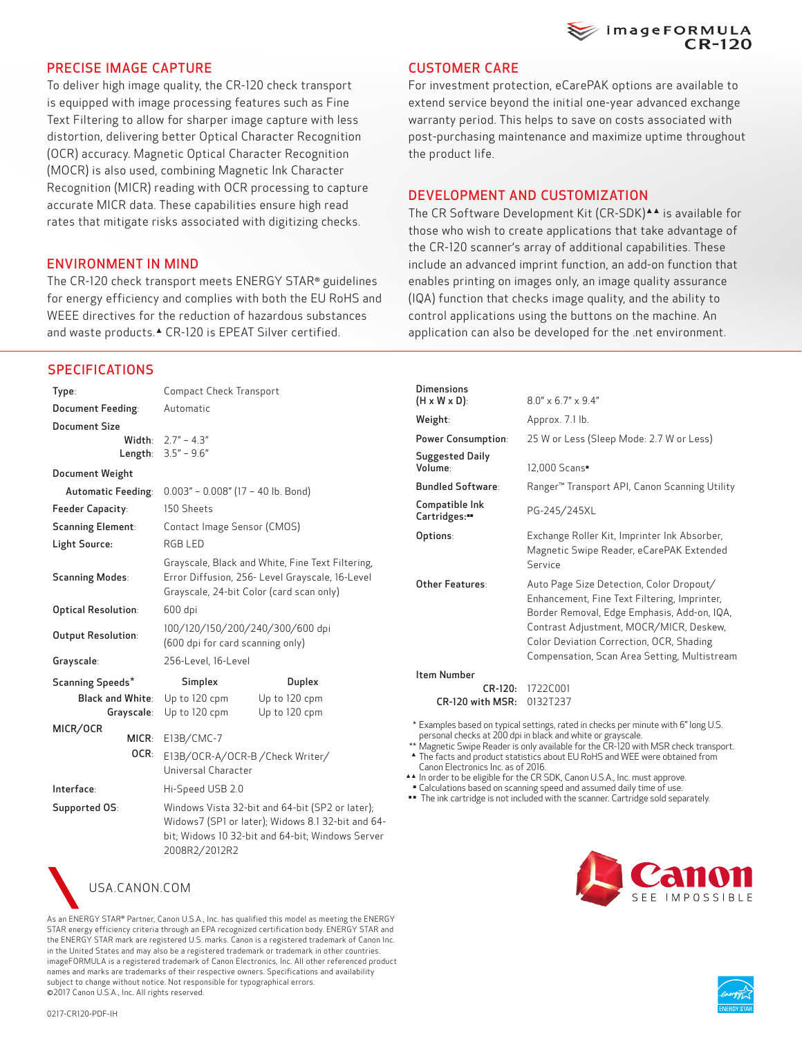## PRECISE IMAGE CAPTURE

To deliver high image quality, the CR-120 check transport is equipped with image processing features such as Fine Text Filtering to allow for sharper image capture with less distortion, delivering better Optical Character Recognition (OCR) accuracy. Magnetic Optical Character Recognition (MOCR) is also used, combining Magnetic Ink Character Recognition (MICR) reading with OCR processing to capture accurate MICR data. These capabilities ensure high read rates that mitigate risks associated with digitizing checks.

## ENVIRONMENT IN MIND

The CR-120 check transport meets ENERGY STAR® guidelines for energy efficiency and complies with both the EU RoHS and WEEE directives for the reduction of hazardous substances and waste products.▲ CR-120 is EPEAT Silver certified.

## CUSTOMER CARE

For investment protection, eCarePAK options are available to extend service beyond the initial one-year advanced exchange warranty period. This helps to save on costs associated with post-purchasing maintenance and maximize uptime throughout the product life.

## DEVELOPMENT AND CUSTOMIZATION

The CR Software Development Kit (CR-SDK)▲▲ is available for those who wish to create applications that take advantage of the CR-120 scanner's array of additional capabilities. These include an advanced imprint function, an add-on function that enables printing on images only, an image quality assurance (IQA) function that checks image quality, and the ability to control applications using the buttons on the machine. An application can also be developed for the .net environment.

## SPECIFICATIONS

| | | |
|---|---|---|
| Type: | Compact Check Transport | |
| Document Feeding: | Automatic | |
| Document Size | | |
| Width: | 2.7" – 4.3" | |
| Length: | 3.5" – 9.6" | |
| Document Weight | | |
| Automatic Feeding: | 0.003" – 0.008" (17 – 40 lb. Bond) | |
| Feeder Capacity: | 150 Sheets | |
| Scanning Element: | Contact Image Sensor (CMOS) | |
| Light Source: | RGB LED | |
| Scanning Modes: | Grayscale, Black and White, Fine Text Filtering, Error Diffusion, 256- Level Grayscale, 16-Level Grayscale, 24-bit Color (card scan only) | |
| Optical Resolution: | 600 dpi | |
| Output Resolution: | 100/120/150/200/240/300/600 dpi (600 dpi for card scanning only) | |
| Grayscale: | 256-Level, 16-Level | |
| Scanning Speeds* | Simplex | Duplex |
| Black and White: | Up to 120 cpm | Up to 120 cpm |
| Grayscale: | Up to 120 cpm | Up to 120 cpm |
| MICR/OCR | | |
| MICR: | E13B/CMC-7 | |
| OCR: | E13B/OCR-A/OCR-B /Check Writer/ Universal Character | |
| Interface: | Hi-Speed USB 2.0 | |
| Supported OS: | Windows Vista 32-bit and 64-bit (SP2 or later); Widows7 (SP1 or later); Windows 8.1 32-bit and 64-bit; Windows 10 32-bit and 64-bit; Windows Server 2008R2/2012R2 | |

| | |
|---|---|
| Dimensions (H x W x D): | 8.0" x 6.7" x 9.4" |
| Weight: | Approx. 7.1 lb. |
| Power Consumption: | 25 W or Less (Sleep Mode: 2.7 W or Less) |
| Suggested Daily Volume: | 12,000 Scans▪ |
| Bundled Software: | Ranger™ Transport API, Canon Scanning Utility |
| Compatible Ink Cartridges:▪▪ | PG-245/245XL |
| Options: | Exchange Roller Kit, Imprinter Ink Absorber, Magnetic Swipe Reader, eCarePAK Extended Service |
| Other Features: | Auto Page Size Detection, Color Dropout/ Enhancement, Fine Text Filtering, Imprinter, Border Removal, Edge Emphasis, Add-on, IQA, Contrast Adjustment, MOCR/MICR, Deskew, Color Deviation Correction, OCR, Shading Compensation, Scan Area Setting, Multistream |
| Item Number | |
| CR-120: | 1722C001 |
| CR-120 with MSR: | 0132T237 |

\* Examples based on typical settings, rated in checks per minute with 6" long U.S. personal checks at 200 dpi in black and white or grayscale.
\*\* Magnetic Swipe Reader is only available for the CR-120 with MSR check transport.
▲ The facts and product statistics about EU RoHS and WEE were obtained from Canon Electronics Inc. as of 2016.
▲▲ In order to be eligible for the CR SDK, Canon U.S.A., Inc. must approve.
▪ Calculations based on scanning speed and assumed daily time of use.
▪▪ The ink cartridge is not included with the scanner. Cartridge sold separately.

USA.CANON.COM

As an ENERGY STAR® Partner, Canon U.S.A., Inc. has qualified this model as meeting the ENERGY STAR energy efficiency criteria through an EPA recognized certification body. ENERGY STAR and the ENERGY STAR mark are registered U.S. marks. Canon is a registered trademark of Canon Inc. in the United States and may also be a registered trademark or trademark in other countries. imageFORMULA is a registered trademark of Canon Electronics, Inc. All other referenced product names and marks are trademarks of their respective owners. Specifications and availability subject to change without notice. Not responsible for typographical errors.
©2017 Canon U.S.A., Inc. All rights reserved.

0217-CR120-PDF-IH